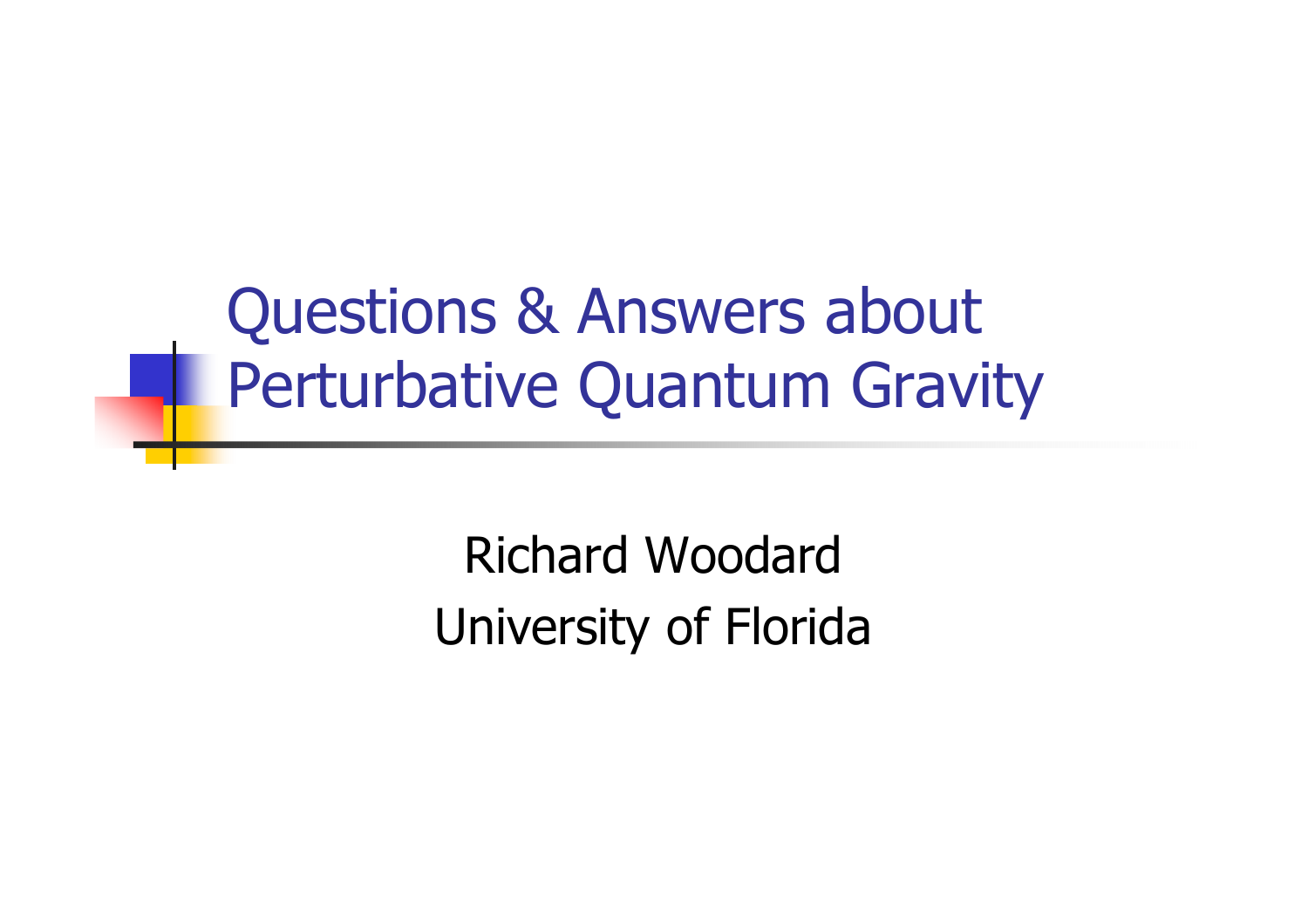# Questions & Answers about Perturbative Quantum Gravity

Richard Woodard

University of Florida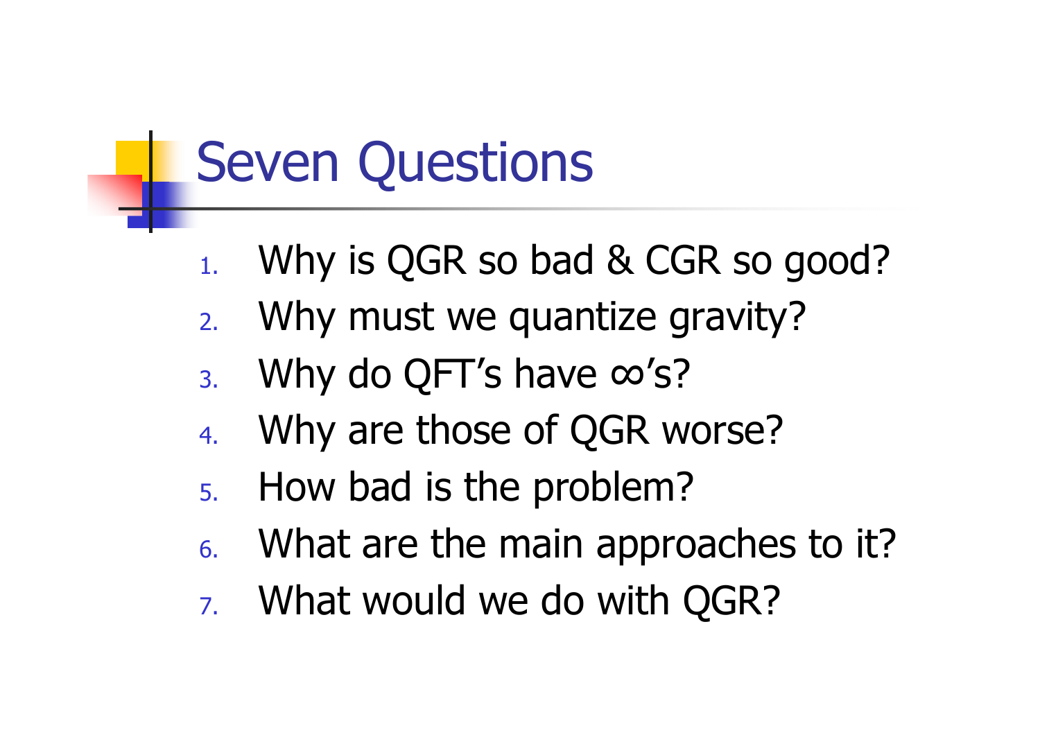# Seven Questions

1. Why is QGR so bad & CGR so good?
2. Why must we quantize gravity?
3. Why do QFT's have ∞'s?
4. Why are those of QGR worse?
5. How bad is the problem?
6. What are the main approaches to it?
7. What would we do with QGR?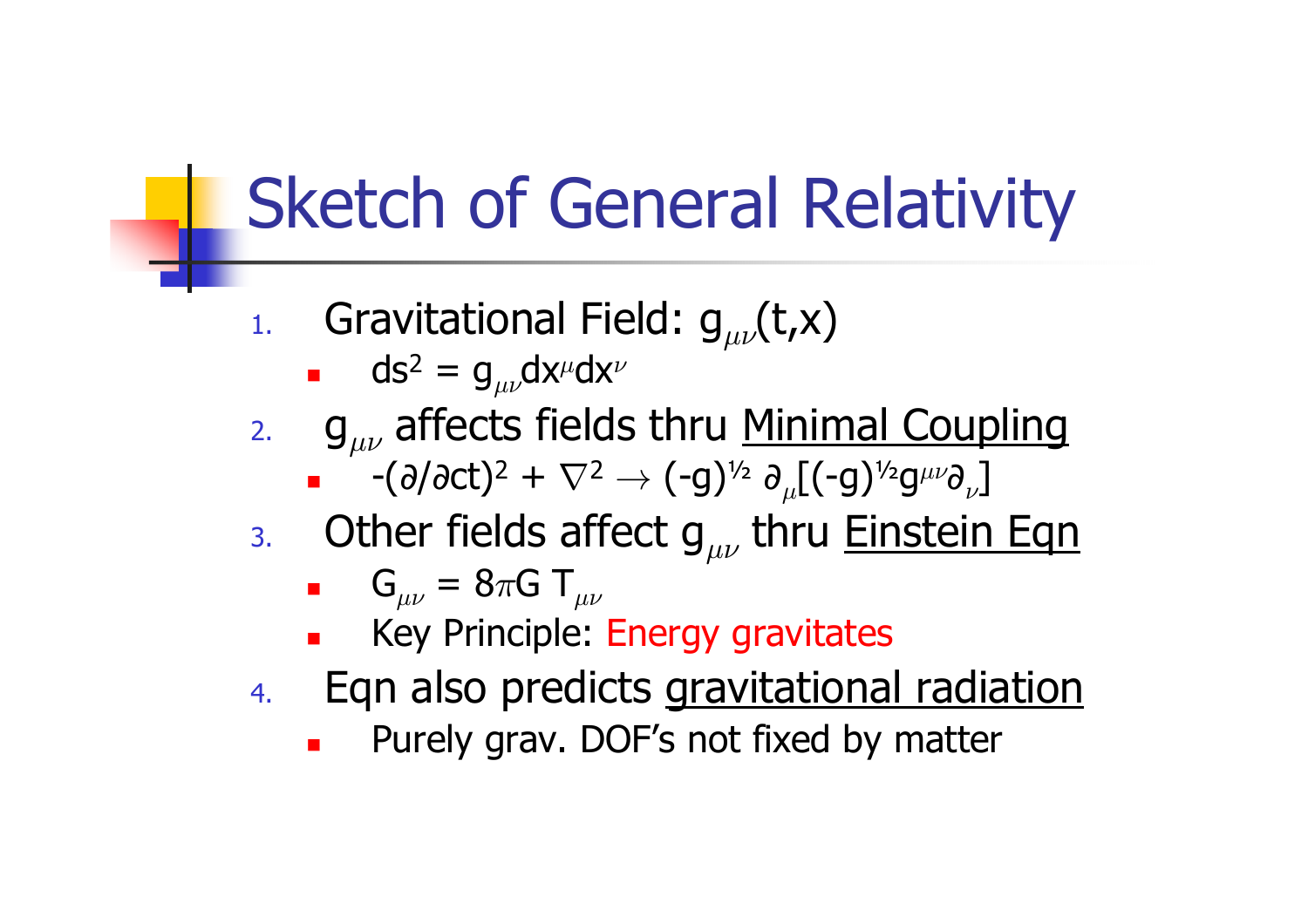# Sketch of General Relativity

1. Gravitational Field: $g_{\mu\nu}(t,x)$
   - $ds^2 = g_{\mu\nu} dx^\mu dx^\nu$
2. $g_{\mu\nu}$ affects fields thru <u>Minimal Coupling</u>
   - $-(\partial/\partial ct)^2 + \nabla^2 \rightarrow (-g)^{½} \, \partial_\mu[(-g)^{½} g^{\mu\nu} \partial_\nu]$
3. Other fields affect $g_{\mu\nu}$ thru <u>Einstein Eqn</u>
   - $G_{\mu\nu} = 8\pi G \, T_{\mu\nu}$
   - Key Principle: Energy gravitates
4. Eqn also predicts <u>gravitational radiation</u>
   - Purely grav. DOF's not fixed by matter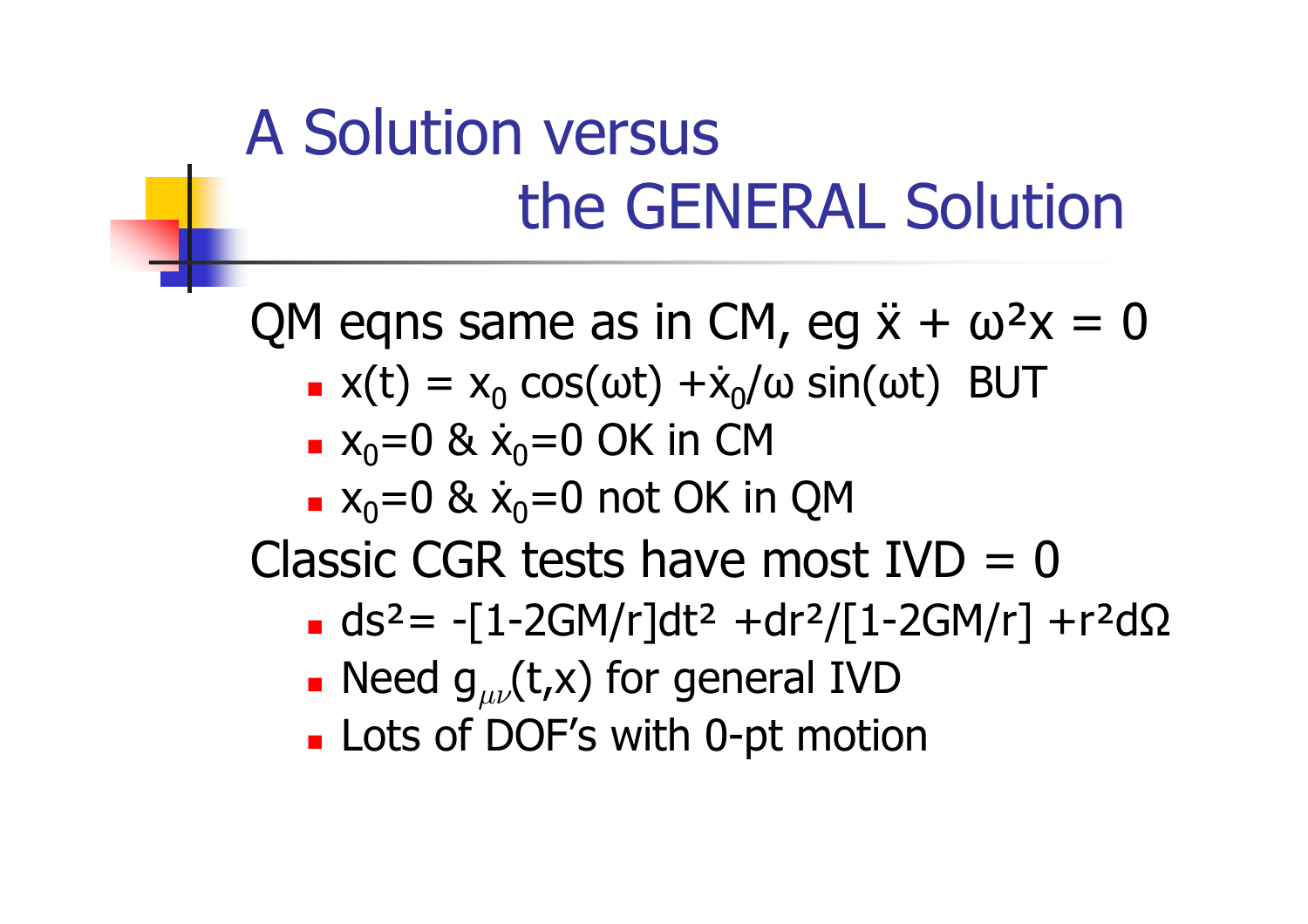# A Solution versus the GENERAL Solution

QM eqns same as in CM, eg $\ddot{x} + \omega^2 x = 0$

- $x(t) = x_0 \cos(\omega t) + \dot{x}_0/\omega \sin(\omega t)$ BUT
- $x_0=0$ & $\dot{x}_0=0$ OK in CM
- $x_0=0$ & $\dot{x}_0=0$ not OK in QM

Classic CGR tests have most IVD = 0

- $ds^2 = -[1-2GM/r]dt^2 + dr^2/[1-2GM/r] + r^2 d\Omega$
- Need $g_{\mu\nu}(t,x)$ for general IVD
- Lots of DOF's with 0-pt motion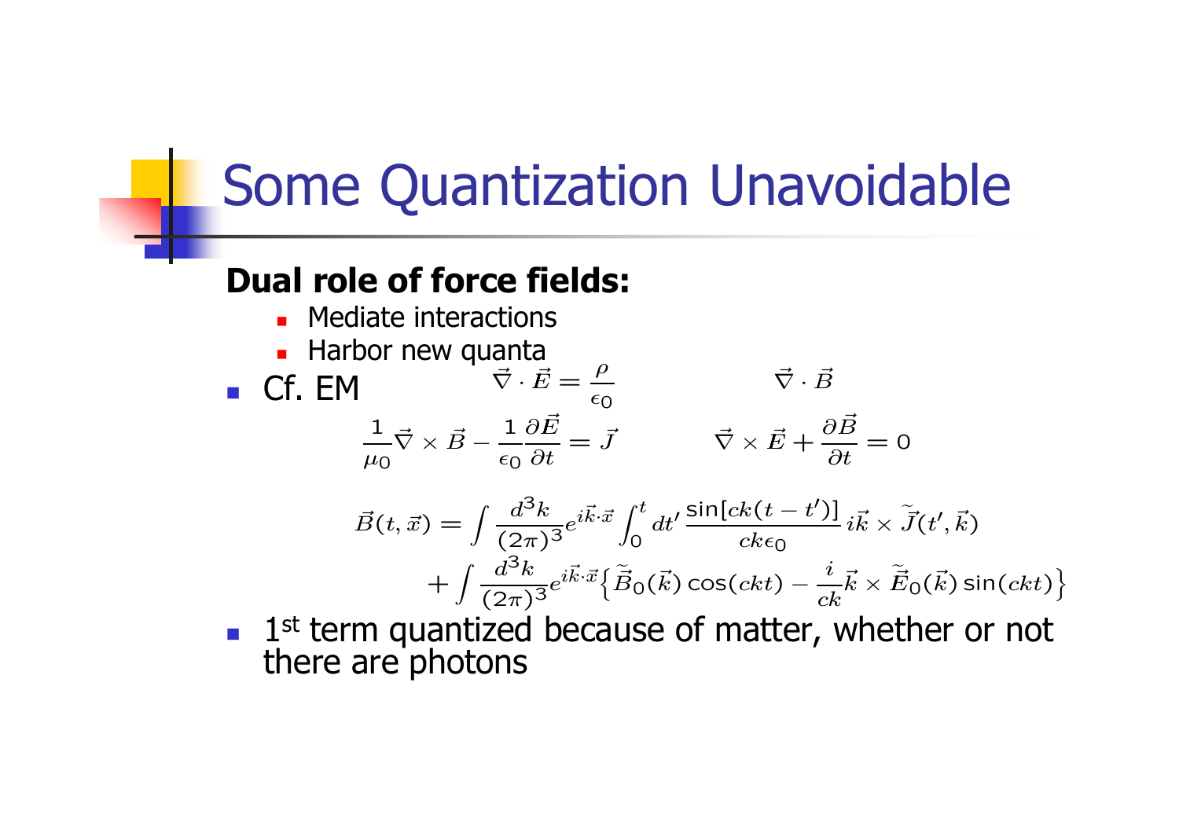# Some Quantization Unavoidable

**Dual role of force fields:**

- Mediate interactions
- Harbor new quanta

- Cf. EM

$$\vec{\nabla} \cdot \vec{E} = \frac{\rho}{\epsilon_0} \qquad \vec{\nabla} \cdot \vec{B}$$

$$\frac{1}{\mu_0} \vec{\nabla} \times \vec{B} - \frac{1}{\epsilon_0} \frac{\partial \vec{E}}{\partial t} = \vec{J} \qquad \vec{\nabla} \times \vec{E} + \frac{\partial \vec{B}}{\partial t} = 0$$

$$\vec{B}(t, \vec{x}) = \int \frac{d^3k}{(2\pi)^3} e^{i\vec{k}\cdot\vec{x}} \int_0^t dt' \, \frac{\sin[ck(t-t')]}{ck\epsilon_0} \, i\vec{k} \times \widetilde{\vec{J}}(t', \vec{k})$$

$$+ \int \frac{d^3k}{(2\pi)^3} e^{i\vec{k}\cdot\vec{x}} \left\{ \widetilde{\vec{B}}_0(\vec{k}) \cos(ckt) - \frac{i}{ck} \vec{k} \times \widetilde{\vec{E}}_0(\vec{k}) \sin(ckt) \right\}$$

- 1st term quantized because of matter, whether or not there are photons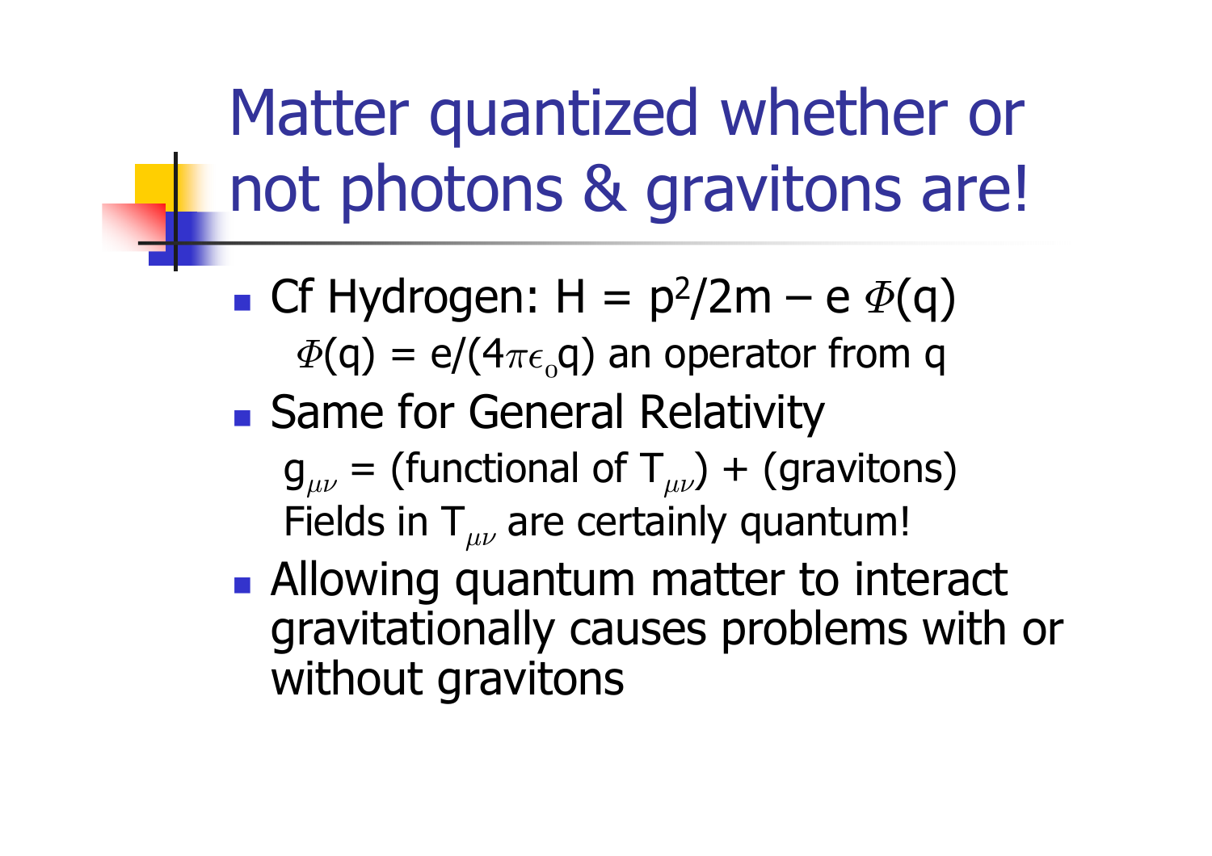# Matter quantized whether or not photons & gravitons are!

- Cf Hydrogen: $H = p^2/2m - e\,\Phi(q)$
  $\Phi(q) = e/(4\pi\epsilon_o q)$ an operator from q
- Same for General Relativity
  $g_{\mu\nu}$ = (functional of $T_{\mu\nu}$) + (gravitons)
  Fields in $T_{\mu\nu}$ are certainly quantum!
- Allowing quantum matter to interact gravitationally causes problems with or without gravitons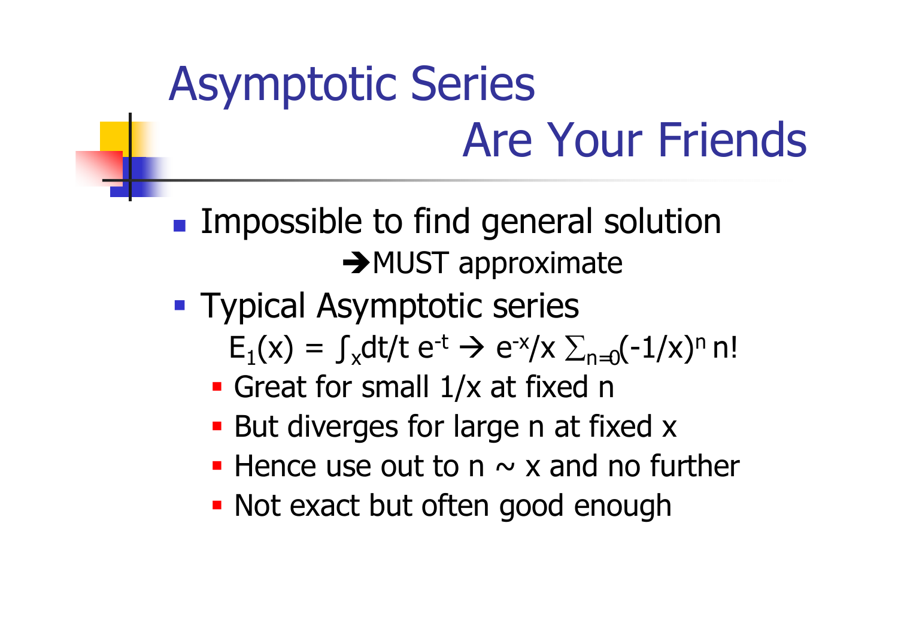# Asymptotic Series Are Your Friends

- Impossible to find general solution
  
  → MUST approximate
- Typical Asymptotic series
  
  $E_1(x) = \int_x dt/t\, e^{-t} \rightarrow e^{-x}/x \sum_{n=0} (-1/x)^n\, n!$
  - Great for small $1/x$ at fixed $n$
  - But diverges for large $n$ at fixed $x$
  - Hence use out to $n \sim x$ and no further
  - Not exact but often good enough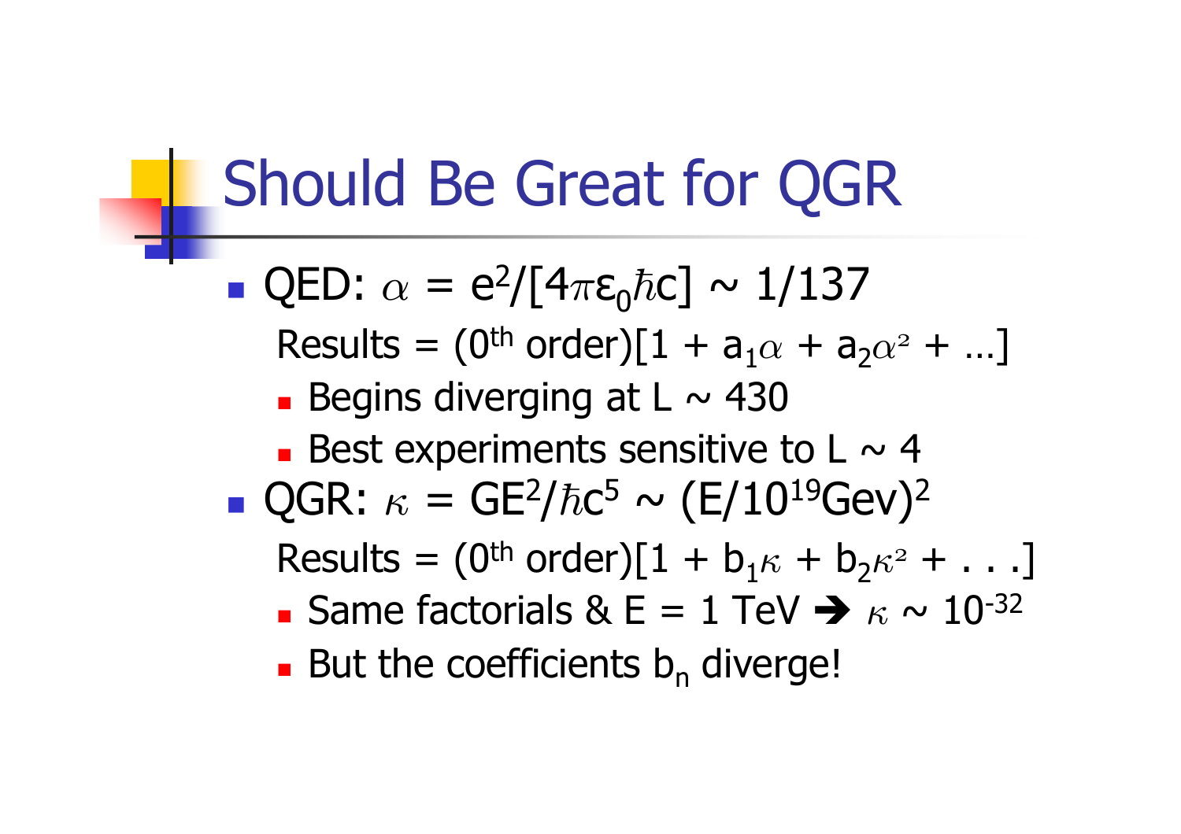# Should Be Great for QGR

- QED: $\alpha = e^2/[4\pi\varepsilon_0\hbar c] \sim 1/137$

  Results = (0th order)$[1 + a_1\alpha + a_2\alpha^2 + \ldots]$
  - Begins diverging at $L \sim 430$
  - Best experiments sensitive to $L \sim 4$
- QGR: $\kappa = GE^2/\hbar c^5 \sim (E/10^{19}\text{Gev})^2$

  Results = (0th order)$[1 + b_1\kappa + b_2\kappa^2 + \ldots]$
  - Same factorials & E = 1 TeV ➔ $\kappa \sim 10^{-32}$
  - But the coefficients $b_n$ diverge!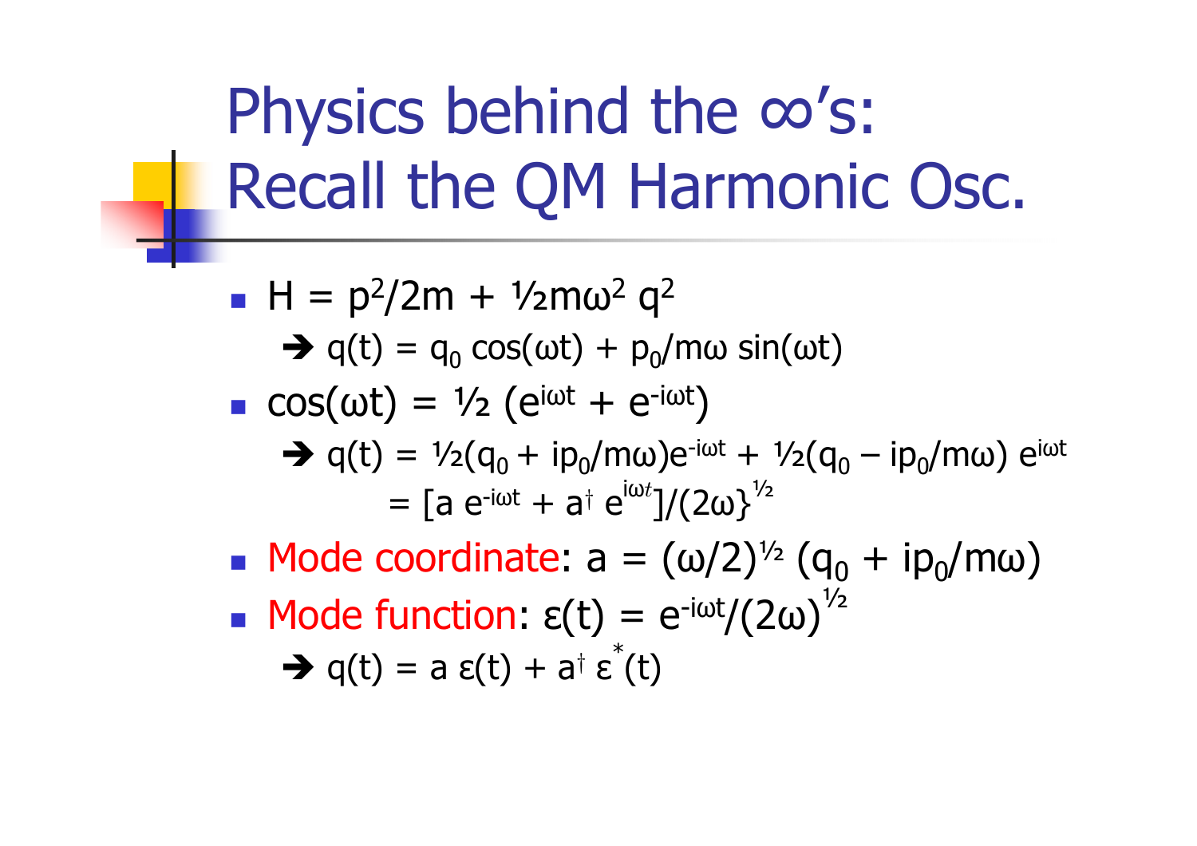# Physics behind the ∞'s: Recall the QM Harmonic Osc.

- $H = p^2/2m + \frac{1}{2}m\omega^2 q^2$

  ➔ $q(t) = q_0 \cos(\omega t) + p_0/m\omega \sin(\omega t)$

- $\cos(\omega t) = \frac{1}{2}(e^{i\omega t} + e^{-i\omega t})$

  ➔ $q(t) = \frac{1}{2}(q_0 + ip_0/m\omega)e^{-i\omega t} + \frac{1}{2}(q_0 - ip_0/m\omega)\, e^{i\omega t}$

  $= [a\, e^{-i\omega t} + a^\dagger\, e^{i\omega t}]/(2\omega\}^{\frac{1}{2}}$

- Mode coordinate: $a = (\omega/2)^{\frac{1}{2}}\,(q_0 + ip_0/m\omega)$
- Mode function: $\varepsilon(t) = e^{-i\omega t}/(2\omega)^{\frac{1}{2}}$

  ➔ $q(t) = a\, \varepsilon(t) + a^\dagger\, \varepsilon^*(t)$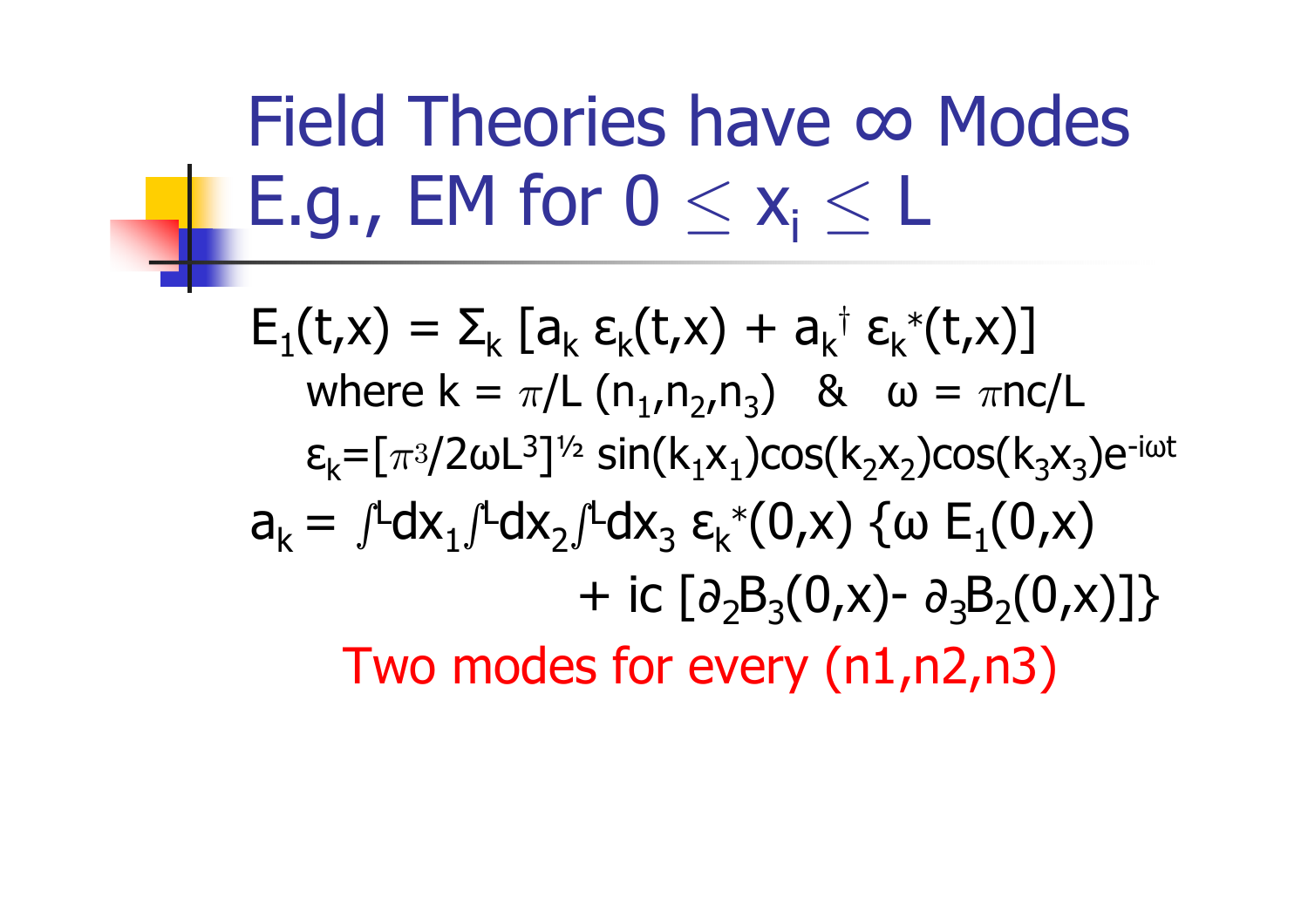# Field Theories have ∞ Modes E.g., EM for $0 \leq x_i \leq L$

$$E_1(t,x) = \Sigma_k \left[a_k\, \varepsilon_k(t,x) + a_k^{\dagger}\, \varepsilon_k^{*}(t,x)\right]$$

where $k = \pi/L\,(n_1,n_2,n_3)$ & $\omega = \pi n c/L$

$$\varepsilon_k = [\pi^3/2\omega L^3]^{1/2} \sin(k_1 x_1)\cos(k_2 x_2)\cos(k_3 x_3)e^{-i\omega t}$$

$$a_k = \int^L dx_1 \int^L dx_2 \int^L dx_3\, \varepsilon_k^{*}(0,x)\, \{\omega\, E_1(0,x) + ic\,[\partial_2 B_3(0,x) - \partial_3 B_2(0,x)]\}$$

Two modes for every (n1,n2,n3)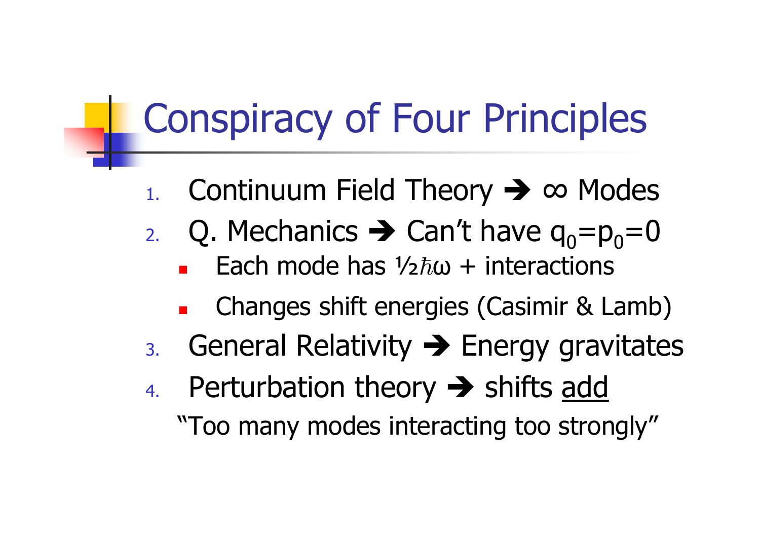# Conspiracy of Four Principles

1. Continuum Field Theory ➔ $\infty$ Modes
2. Q. Mechanics ➔ Can't have $q_0=p_0=0$
   - Each mode has $\frac{1}{2}\hbar\omega$ + interactions
   - Changes shift energies (Casimir & Lamb)
3. General Relativity ➔ Energy gravitates
4. Perturbation theory ➔ shifts <u>add</u>

"Too many modes interacting too strongly"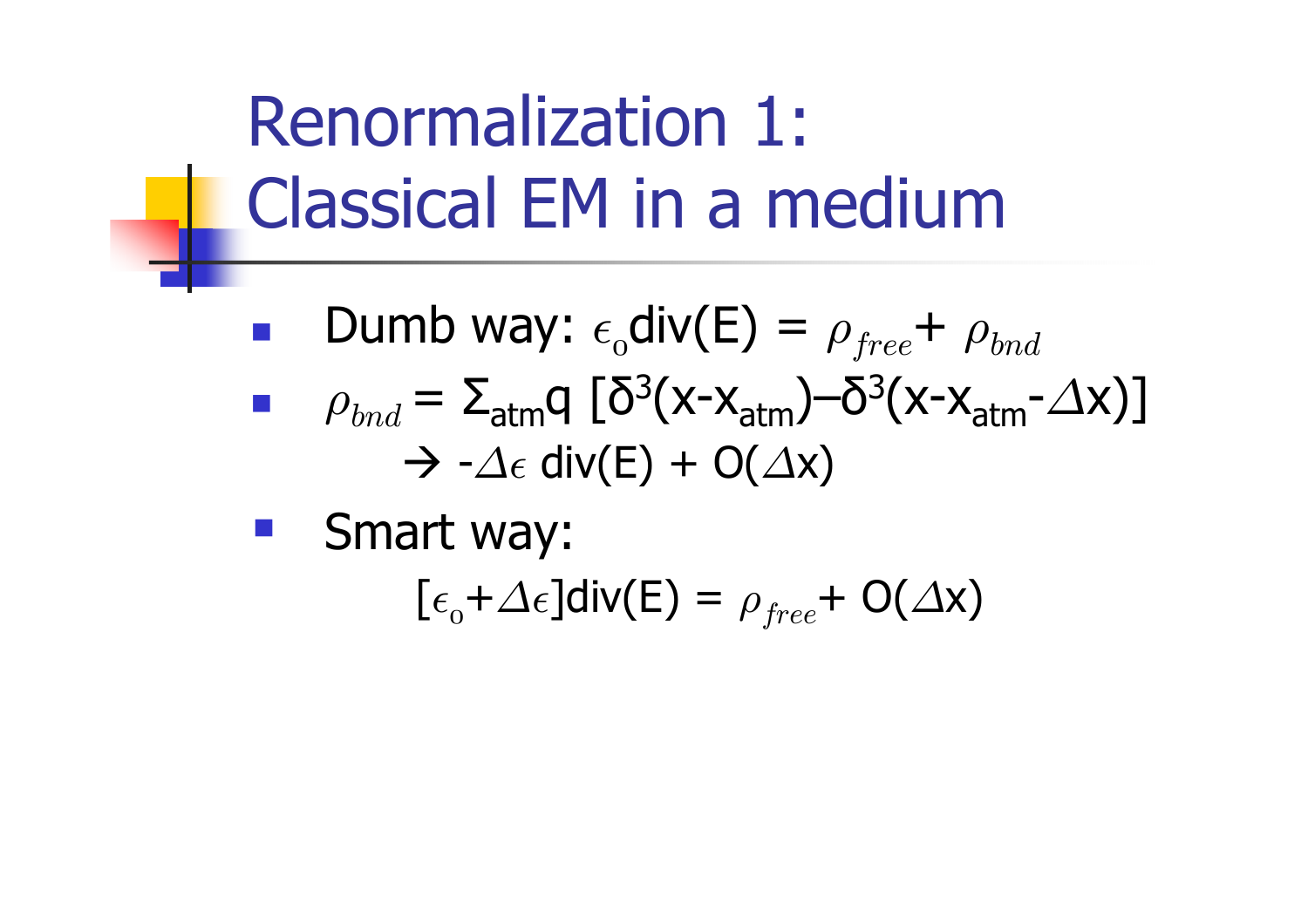# Renormalization 1: Classical EM in a medium

- Dumb way: $\epsilon_0$div(E) = $\rho_{free}$+ $\rho_{bnd}$
- $\rho_{bnd}$ = $\Sigma_{atm}$q [$\delta^3$(x-$x_{atm}$)–$\delta^3$(x-$x_{atm}$-$\Delta$x)]
  → -$\Delta\epsilon$ div(E) + O($\Delta$x)
- Smart way:
  [$\epsilon_0$+$\Delta\epsilon$]div(E) = $\rho_{free}$+ O($\Delta$x)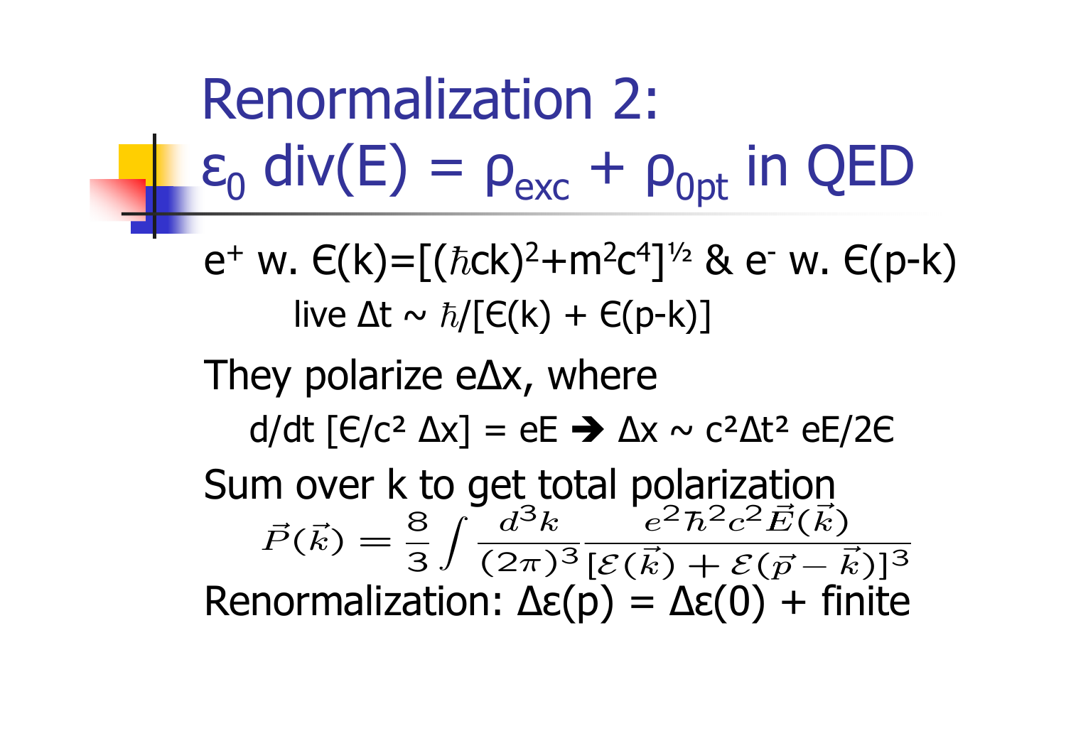# Renormalization 2: $\varepsilon_0$ div(E) = $\rho_{exc} + \rho_{0pt}$ in QED

$e^+$ w. $\epsilon(k)=[(\hbar ck)^2+m^2c^4]^{1/2}$ & $e^-$ w. $\epsilon(p-k)$

live $\Delta t \sim \hbar/[\epsilon(k) + \epsilon(p-k)]$

They polarize $e\Delta x$, where

$d/dt\,[\epsilon/c^2\,\Delta x] = eE \rightarrow \Delta x \sim c^2\Delta t^2\, eE/2\epsilon$

Sum over k to get total polarization

$$\vec{P}(\vec{k}) = \frac{8}{3}\int \frac{d^3k}{(2\pi)^3}\frac{e^2\hbar^2c^2\vec{E}(\vec{k})}{[\mathcal{E}(\vec{k}) + \mathcal{E}(\vec{p}-\vec{k})]^3}$$

Renormalization: $\Delta\varepsilon(p) = \Delta\varepsilon(0)$ + finite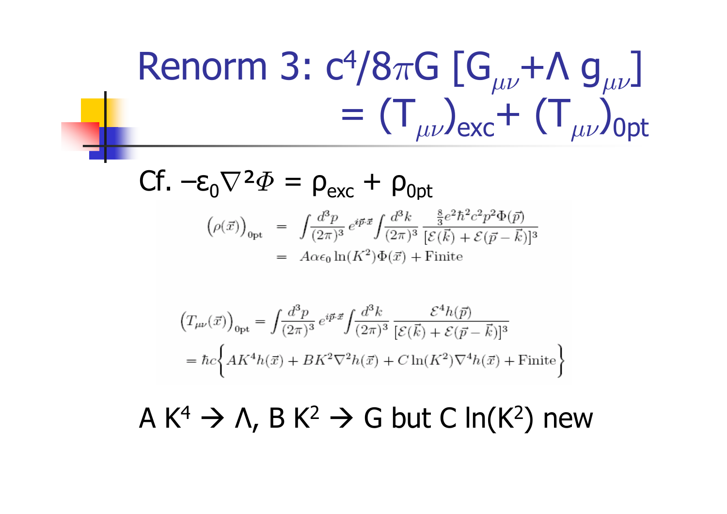# Renorm 3: $c^4/8\pi G\,[G_{\mu\nu} + \Lambda\, g_{\mu\nu}] = (T_{\mu\nu})_{exc} + (T_{\mu\nu})_{0pt}$

Cf. $-\varepsilon_0 \nabla^2 \Phi = \rho_{exc} + \rho_{0pt}$

$$
\begin{aligned}
\left(\rho(\vec{x})\right)_{0\text{pt}} &= \int \frac{d^3p}{(2\pi)^3}\, e^{i\vec{p}\cdot\vec{x}} \int \frac{d^3k}{(2\pi)^3}\, \frac{\frac{8}{3}e^2\hbar^2c^2p^2\Phi(\vec{p})}{[\mathcal{E}(\vec{k}) + \mathcal{E}(\vec{p}-\vec{k})]^3} \\
&= A\alpha\epsilon_0 \ln(K^2)\Phi(\vec{x}) + \text{Finite}
\end{aligned}
$$

$$
\begin{aligned}
\left(T_{\mu\nu}(\vec{x})\right)_{0\text{pt}} &= \int \frac{d^3p}{(2\pi)^3}\, e^{i\vec{p}\cdot\vec{x}} \int \frac{d^3k}{(2\pi)^3}\, \frac{\mathcal{E}^4 h(\vec{p})}{[\mathcal{E}(\vec{k}) + \mathcal{E}(\vec{p}-\vec{k})]^3} \\
&= \hbar c\left\{ AK^4 h(\vec{x}) + BK^2\nabla^2 h(\vec{x}) + C\ln(K^2)\nabla^4 h(\vec{x}) + \text{Finite} \right\}
\end{aligned}
$$

$A K^4 \rightarrow \Lambda$, $B K^2 \rightarrow G$ but $C \ln(K^2)$ new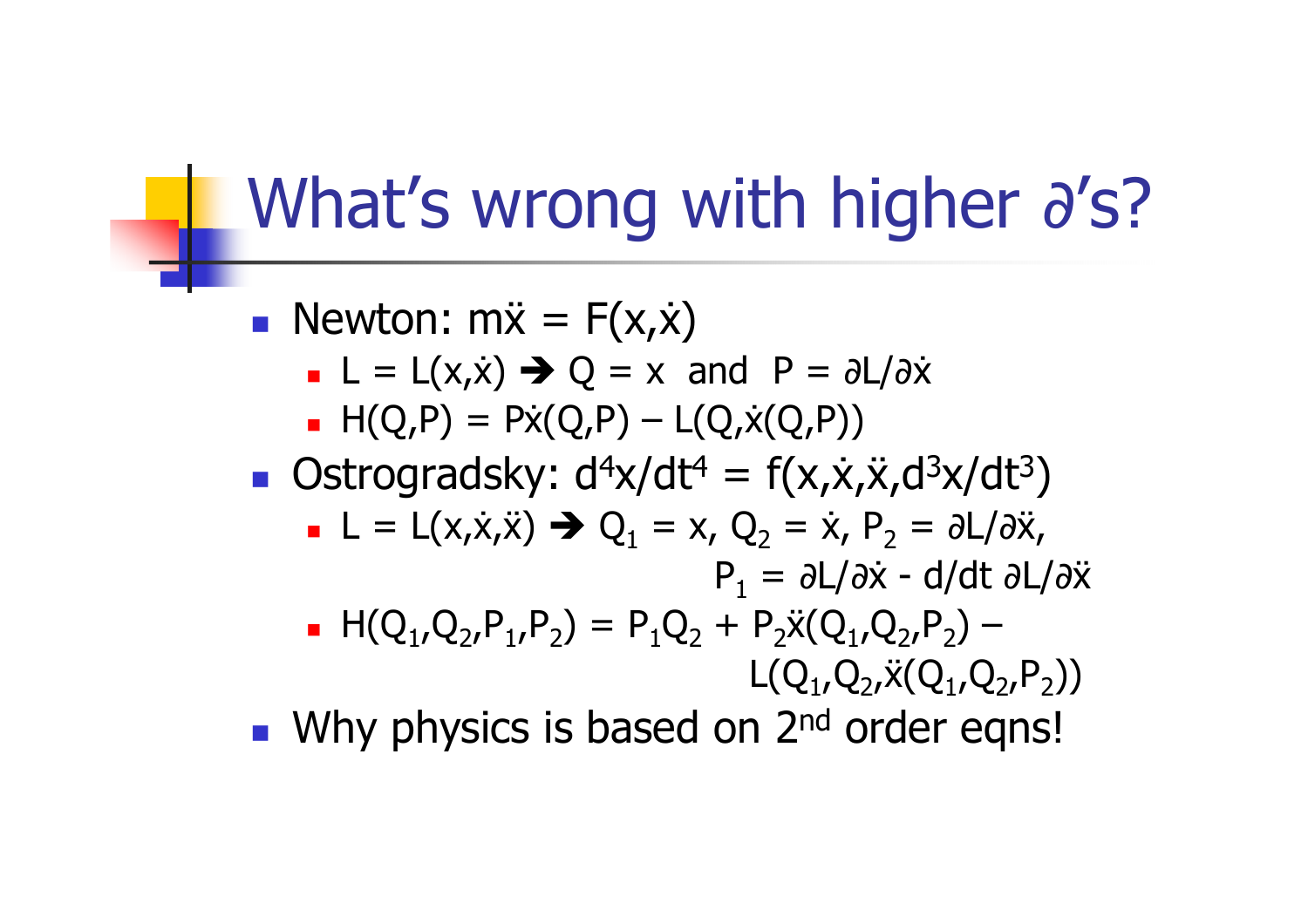# What's wrong with higher ∂'s?

- Newton: $m\ddot{x} = F(x,\dot{x})$
  - $L = L(x,\dot{x}) \Rightarrow Q = x$ and $P = \partial L/\partial \dot{x}$
  - $H(Q,P) = P\dot{x}(Q,P) - L(Q,\dot{x}(Q,P))$
- Ostrogradsky: $d^4x/dt^4 = f(x,\dot{x},\ddot{x},d^3x/dt^3)$
  - $L = L(x,\dot{x},\ddot{x}) \Rightarrow Q_1 = x$, $Q_2 = \dot{x}$, $P_2 = \partial L/\partial \ddot{x}$,
    $P_1 = \partial L/\partial \dot{x} - d/dt\, \partial L/\partial \ddot{x}$
  - $H(Q_1,Q_2,P_1,P_2) = P_1 Q_2 + P_2 \ddot{x}(Q_1,Q_2,P_2) - L(Q_1,Q_2,\ddot{x}(Q_1,Q_2,P_2))$
- Why physics is based on 2nd order eqns!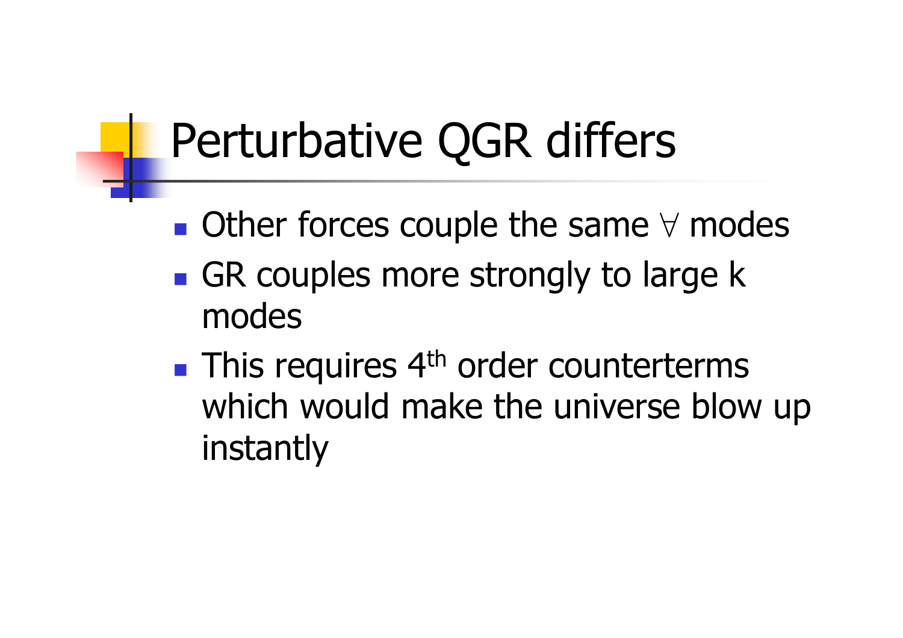# Perturbative QGR differs

- Other forces couple the same $\forall$ modes
- GR couples more strongly to large k modes
- This requires $4^{th}$ order counterterms which would make the universe blow up instantly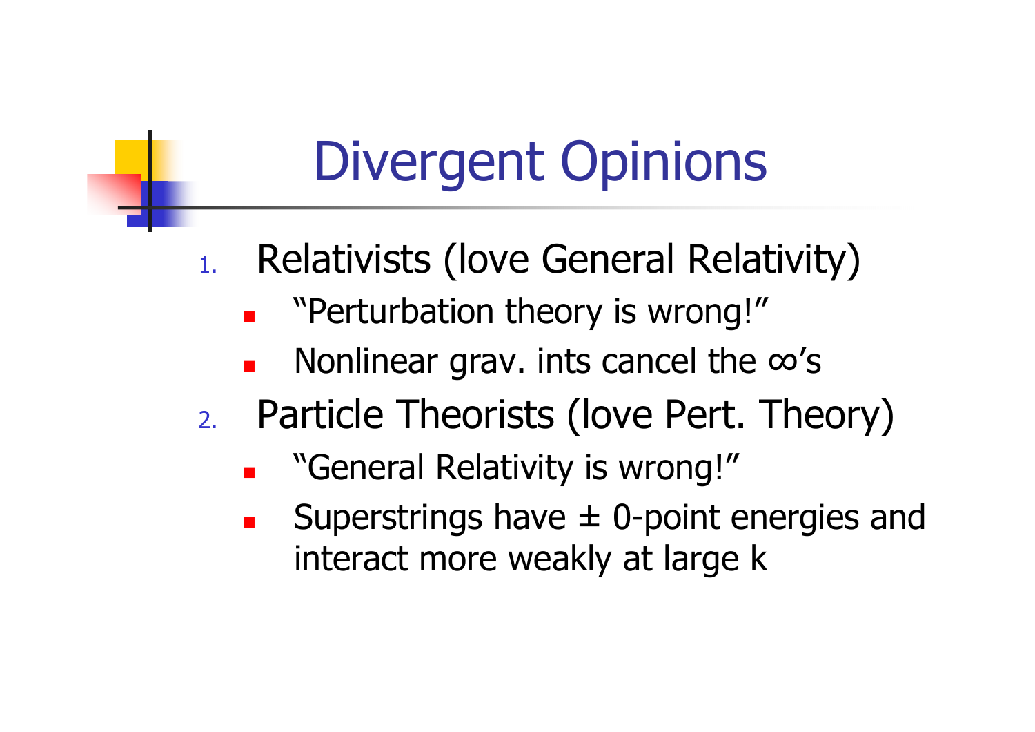# Divergent Opinions

1. Relativists (love General Relativity)
   - "Perturbation theory is wrong!"
   - Nonlinear grav. ints cancel the $\infty$'s
2. Particle Theorists (love Pert. Theory)
   - "General Relativity is wrong!"
   - Superstrings have $\pm$ 0-point energies and interact more weakly at large k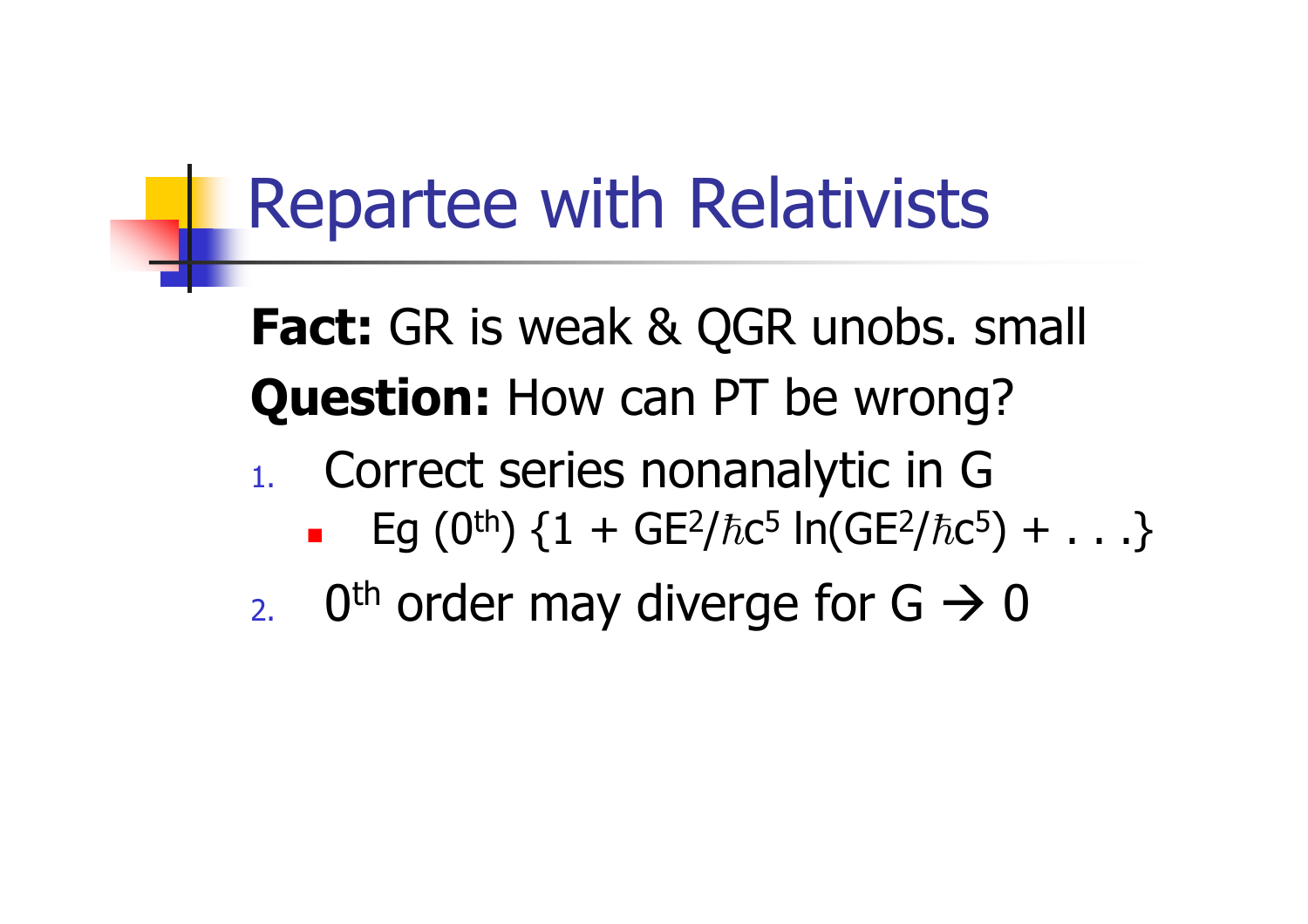# Repartee with Relativists

**Fact:** GR is weak & QGR unobs. small

**Question:** How can PT be wrong?

1. Correct series nonanalytic in G
   - Eg ($0^{th}$) $\{1 + GE^2/\hbar c^5 \ln(GE^2/\hbar c^5) + \ldots\}$
2. $0^{th}$ order may diverge for $G \rightarrow 0$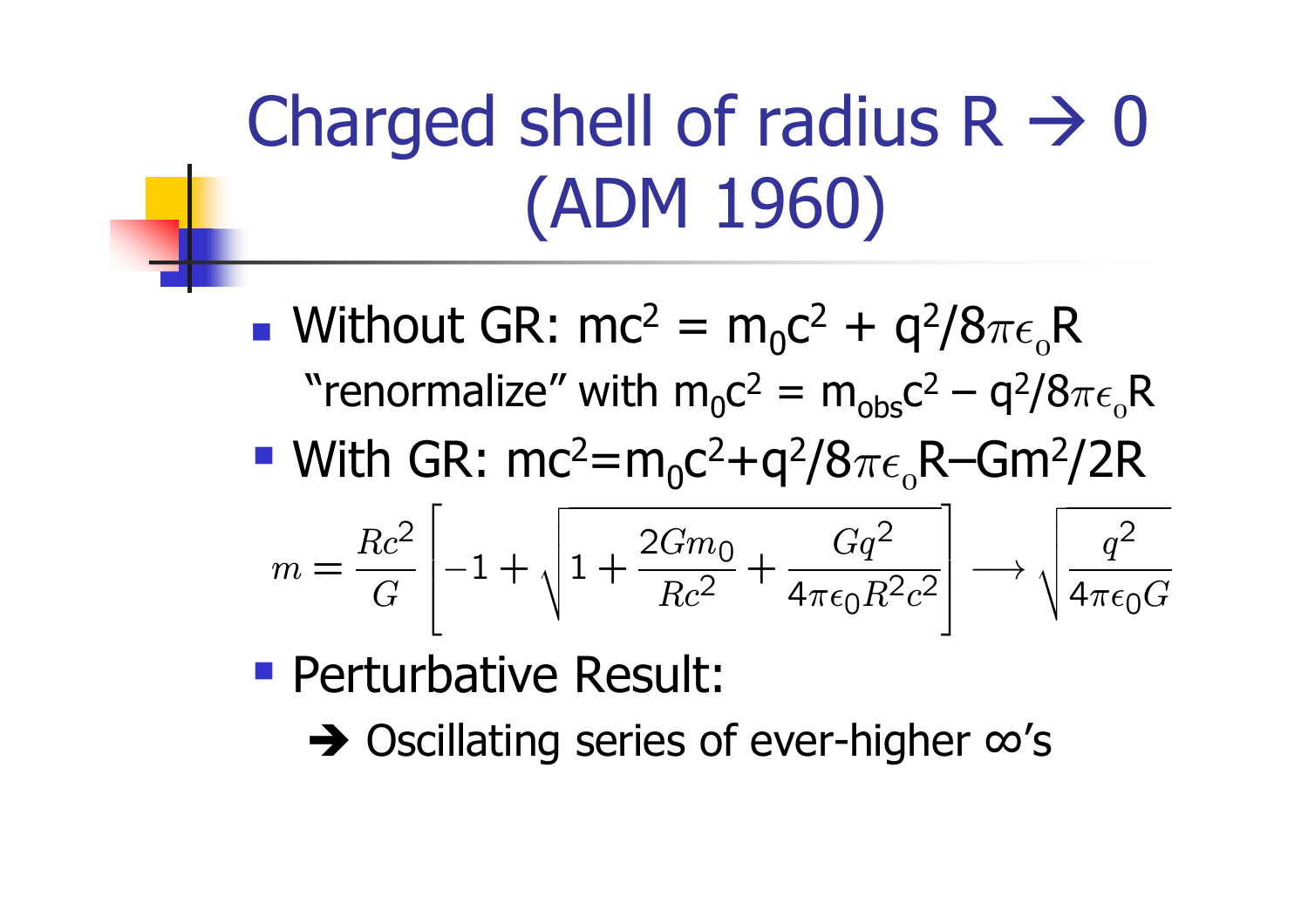# Charged shell of radius $R \rightarrow 0$ (ADM 1960)

- Without GR: $mc^2 = m_0c^2 + q^2/8\pi\epsilon_0 R$

  "renormalize" with $m_0c^2 = m_{obs}c^2 - q^2/8\pi\epsilon_0 R$

- With GR: $mc^2 = m_0c^2 + q^2/8\pi\epsilon_0 R - Gm^2/2R$

$$m = \frac{Rc^2}{G}\left[-1 + \sqrt{1 + \frac{2Gm_0}{Rc^2} + \frac{Gq^2}{4\pi\epsilon_0 R^2 c^2}}\right] \longrightarrow \sqrt{\frac{q^2}{4\pi\epsilon_0 G}}$$

- Perturbative Result:

  ➔ Oscillating series of ever-higher ∞'s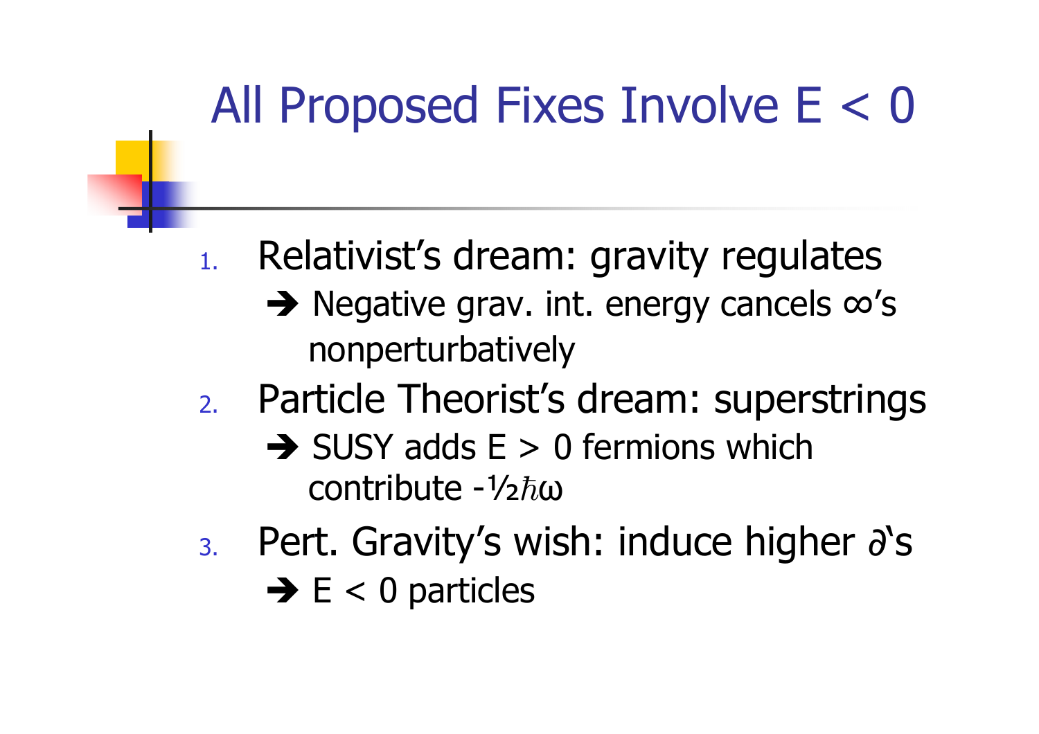# All Proposed Fixes Involve $E < 0$

1. Relativist's dream: gravity regulates
   - ➔ Negative grav. int. energy cancels $\infty$'s nonperturbatively
2. Particle Theorist's dream: superstrings
   - ➔ SUSY adds $E > 0$ fermions which contribute $-\frac{1}{2}\hbar\omega$
3. Pert. Gravity's wish: induce higher $\partial$'s
   - ➔ $E < 0$ particles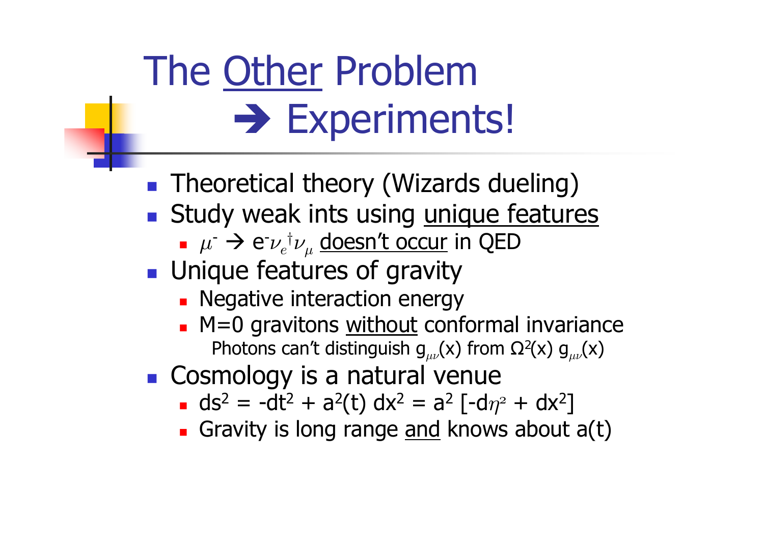# The Other Problem → Experiments!

- Theoretical theory (Wizards dueling)
- Study weak ints using unique features
  - $\mu^- \rightarrow e^- \nu_e^\dagger \nu_\mu$ doesn't occur in QED
- Unique features of gravity
  - Negative interaction energy
  - M=0 gravitons without conformal invariance

    Photons can't distinguish $g_{\mu\nu}(x)$ from $\Omega^2(x)\, g_{\mu\nu}(x)$
- Cosmology is a natural venue
  - $ds^2 = -dt^2 + a^2(t)\, dx^2 = a^2\, [-d\eta^2 + dx^2]$
  - Gravity is long range and knows about a(t)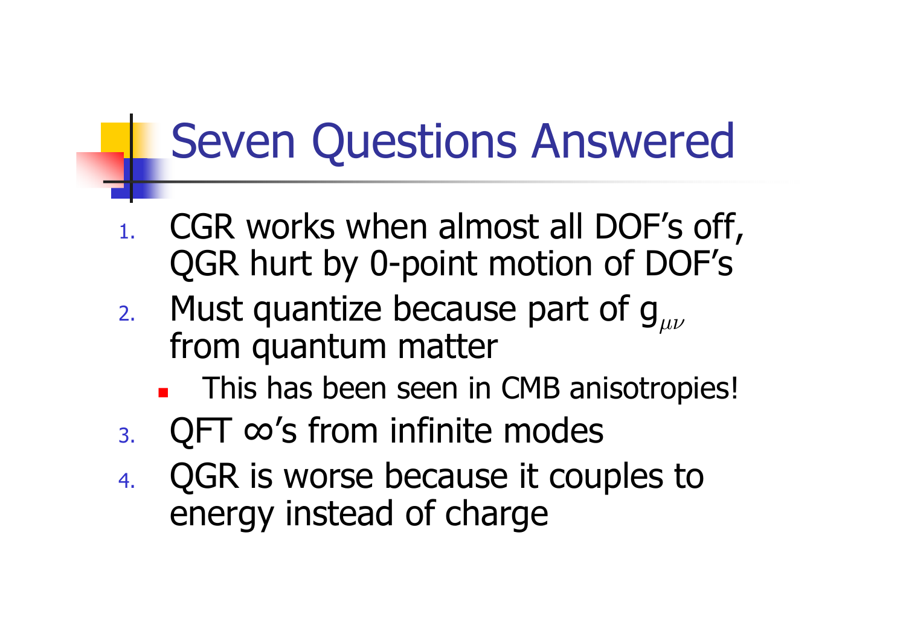# Seven Questions Answered

1. CGR works when almost all DOF's off, QGR hurt by 0-point motion of DOF's
2. Must quantize because part of $g_{\mu\nu}$ from quantum matter
   - This has been seen in CMB anisotropies!
3. QFT ∞'s from infinite modes
4. QGR is worse because it couples to energy instead of charge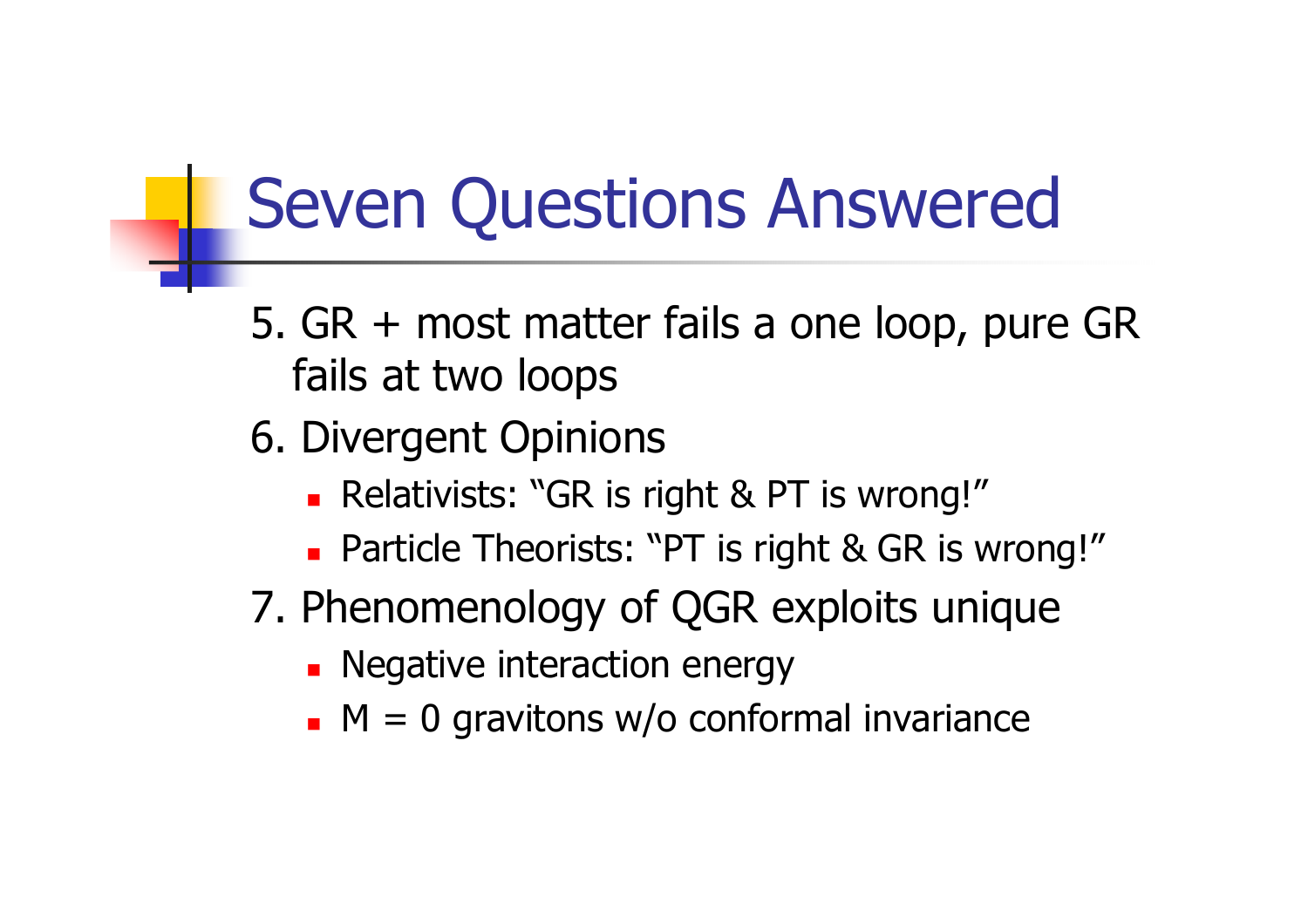# Seven Questions Answered

5. GR + most matter fails a one loop, pure GR fails at two loops
6. Divergent Opinions
   - Relativists: “GR is right & PT is wrong!”
   - Particle Theorists: “PT is right & GR is wrong!”
7. Phenomenology of QGR exploits unique
   - Negative interaction energy
   - M = 0 gravitons w/o conformal invariance